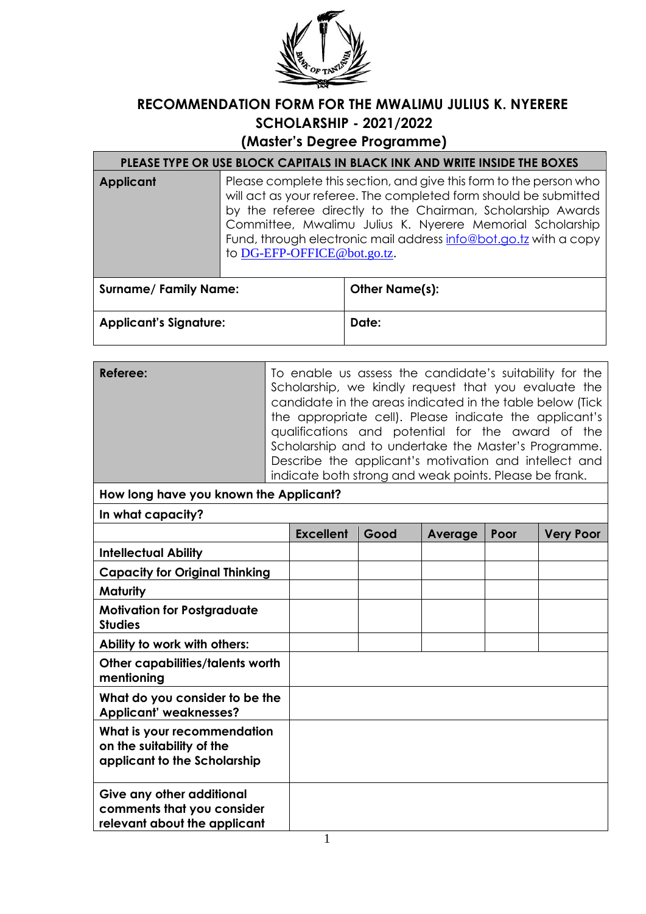# RECOMMENDATION FORM FOR THE MWALIMU JULIUS K. NYERERE SCHOLARSHIP - 2021/2022

## (Master's Degree Programme)

**PLEASE TYPE OR USE BLOCK CAPITALS IN BLACK INK AND WRITE INSIDE THE BOXES**

| **Applicant** | Please complete this section, and give this form to the person who will act as your referee. The completed form should be submitted by the referee directly to the Chairman, Scholarship Awards Committee, Mwalimu Julius K. Nyerere Memorial Scholarship Fund, through electronic mail address info@bot.go.tz with a copy to DG-EFP-OFFICE@bot.go.tz. |
|---|---|
| **Surname/ Family Name:** | **Other Name(s):** |
| **Applicant's Signature:** | **Date:** |

| **Referee:** | To enable us assess the candidate's suitability for the Scholarship, we kindly request that you evaluate the candidate in the areas indicated in the table below (Tick the appropriate cell). Please indicate the applicant's qualifications and potential for the award of the Scholarship and to undertake the Master's Programme. Describe the applicant's motivation and intellect and indicate both strong and weak points. Please be frank. |
|---|---|

**How long have you known the Applicant?**

**In what capacity?**

| | **Excellent** | **Good** | **Average** | **Poor** | **Very Poor** |
|---|---|---|---|---|---|
| **Intellectual Ability** | | | | | |
| **Capacity for Original Thinking** | | | | | |
| **Maturity** | | | | | |
| **Motivation for Postgraduate Studies** | | | | | |
| **Ability to work with others:** | | | | | |
| **Other capabilities/talents worth mentioning** | | | | | |
| **What do you consider to be the Applicant' weaknesses?** | | | | | |
| **What is your recommendation on the suitability of the applicant to the Scholarship** | | | | | |
| **Give any other additional comments that you consider relevant about the applicant** | | | | | |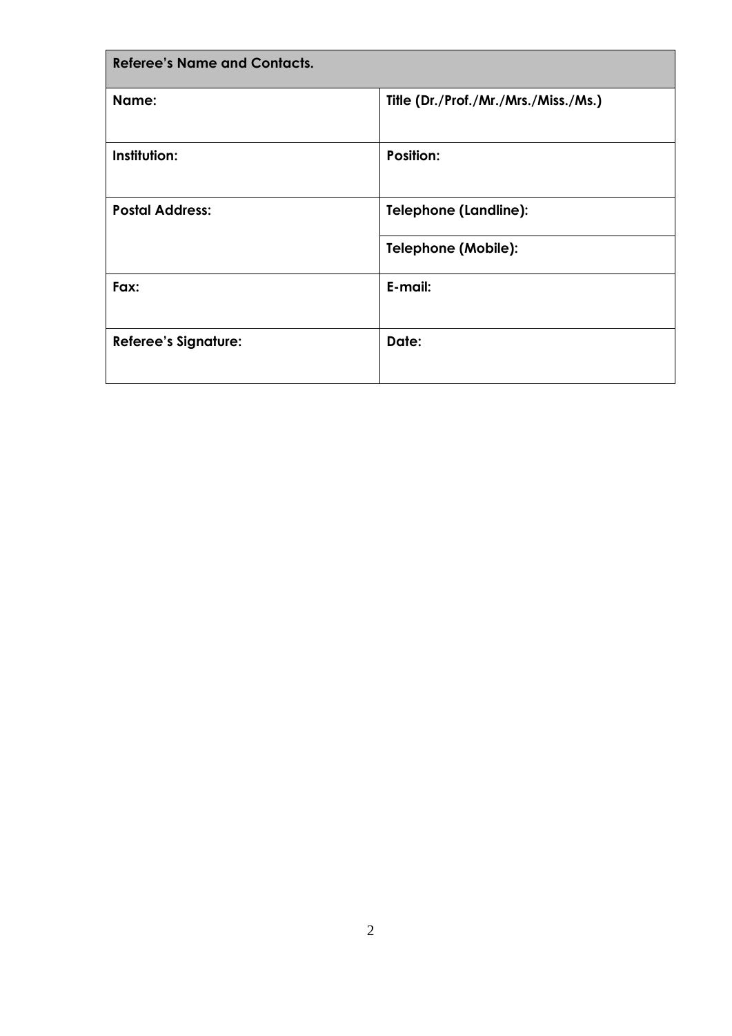| Referee's Name and Contacts. | |
|---|---|
| **Name:** | **Title (Dr./Prof./Mr./Mrs./Miss./Ms.)** |
| **Institution:** | **Position:** |
| **Postal Address:** | **Telephone (Landline):** |
| | **Telephone (Mobile):** |
| **Fax:** | **E-mail:** |
| **Referee's Signature:** | **Date:** |